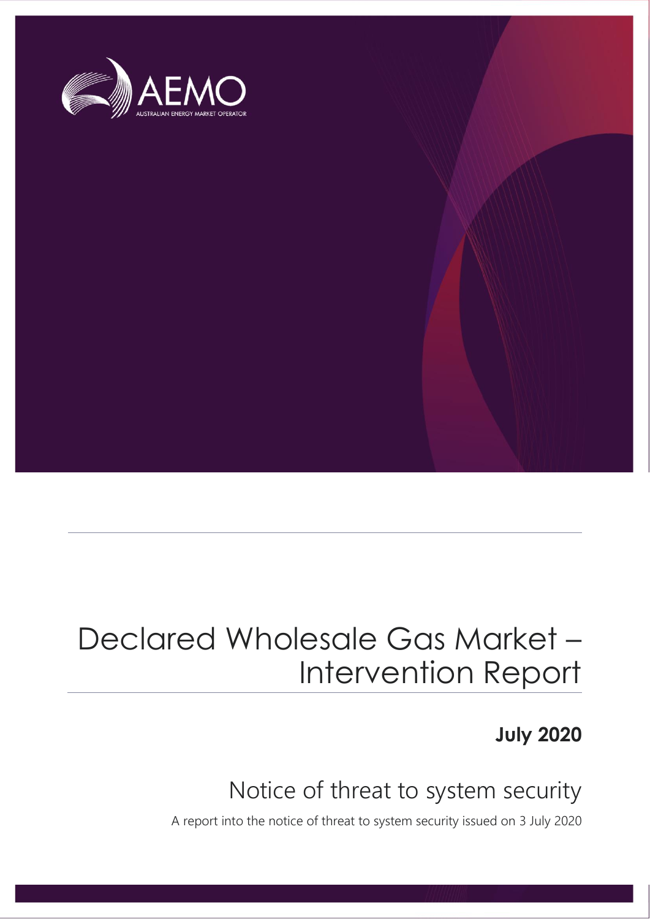# Declared Wholesale Gas Market – Intervention Report

**July 2020**

## Notice of threat to system security

A report into the notice of threat to system security issued on 3 July 2020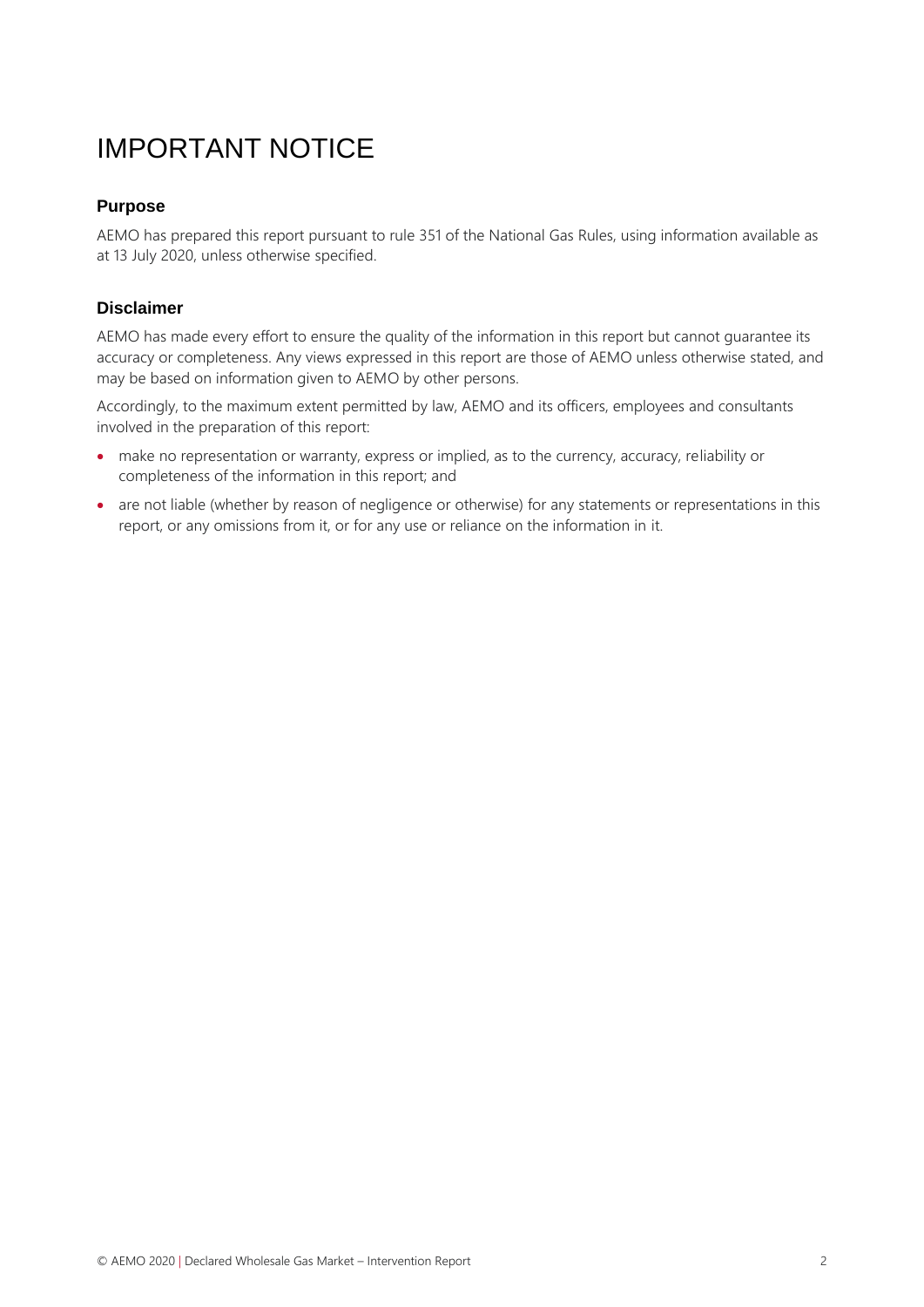# IMPORTANT NOTICE

### Purpose

AEMO has prepared this report pursuant to rule 351 of the National Gas Rules, using information available as at 13 July 2020, unless otherwise specified.

### Disclaimer

AEMO has made every effort to ensure the quality of the information in this report but cannot guarantee its accuracy or completeness. Any views expressed in this report are those of AEMO unless otherwise stated, and may be based on information given to AEMO by other persons.

Accordingly, to the maximum extent permitted by law, AEMO and its officers, employees and consultants involved in the preparation of this report:

- make no representation or warranty, express or implied, as to the currency, accuracy, reliability or completeness of the information in this report; and
- are not liable (whether by reason of negligence or otherwise) for any statements or representations in this report, or any omissions from it, or for any use or reliance on the information in it.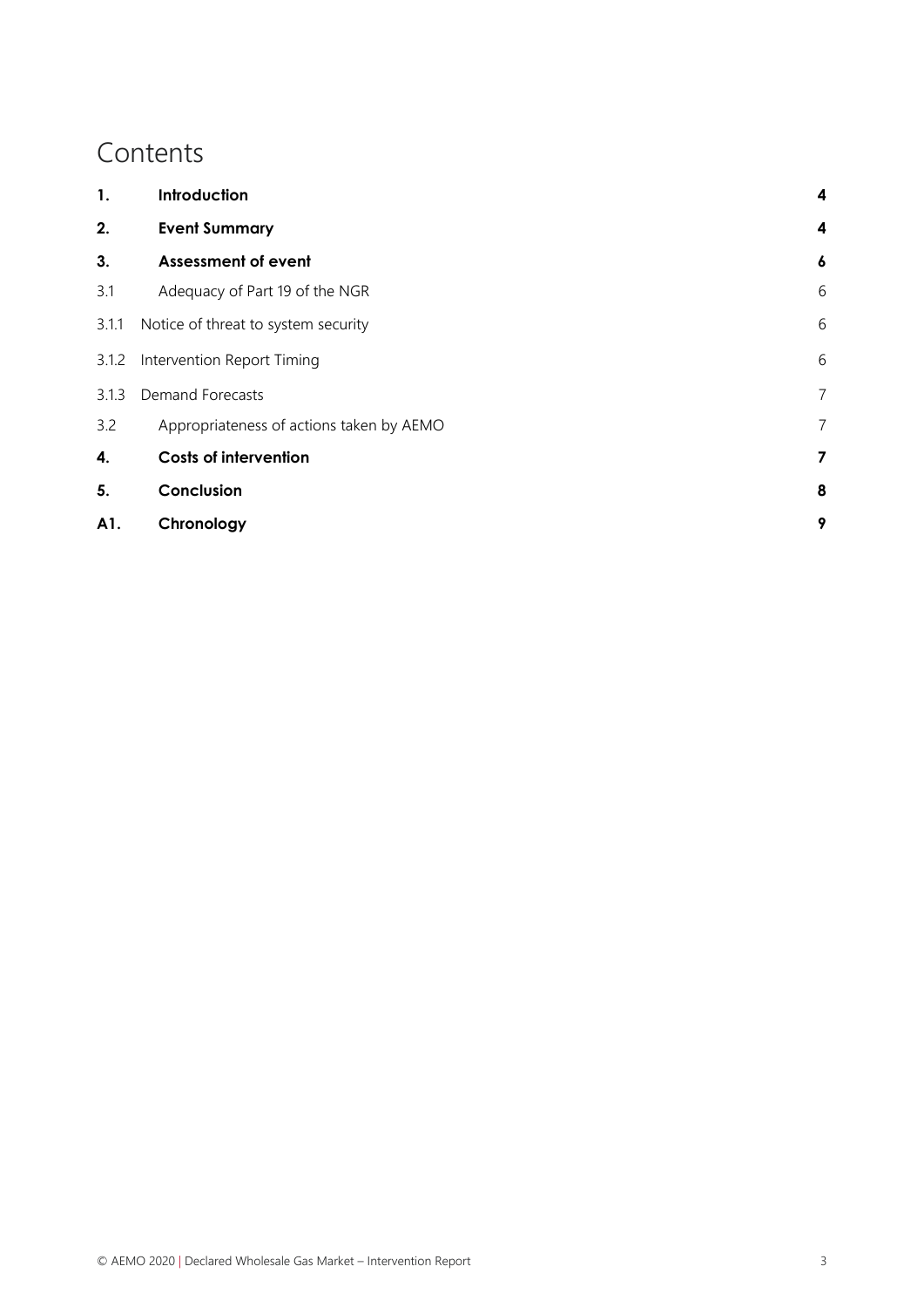# Contents

| | | |
|---|---|---|
| **1.** | **Introduction** | **4** |
| **2.** | **Event Summary** | **4** |
| **3.** | **Assessment of event** | **6** |
| 3.1 | Adequacy of Part 19 of the NGR | 6 |
| 3.1.1 | Notice of threat to system security | 6 |
| 3.1.2 | Intervention Report Timing | 6 |
| 3.1.3 | Demand Forecasts | 7 |
| 3.2 | Appropriateness of actions taken by AEMO | 7 |
| **4.** | **Costs of intervention** | **7** |
| **5.** | **Conclusion** | **8** |
| **A1.** | **Chronology** | **9** |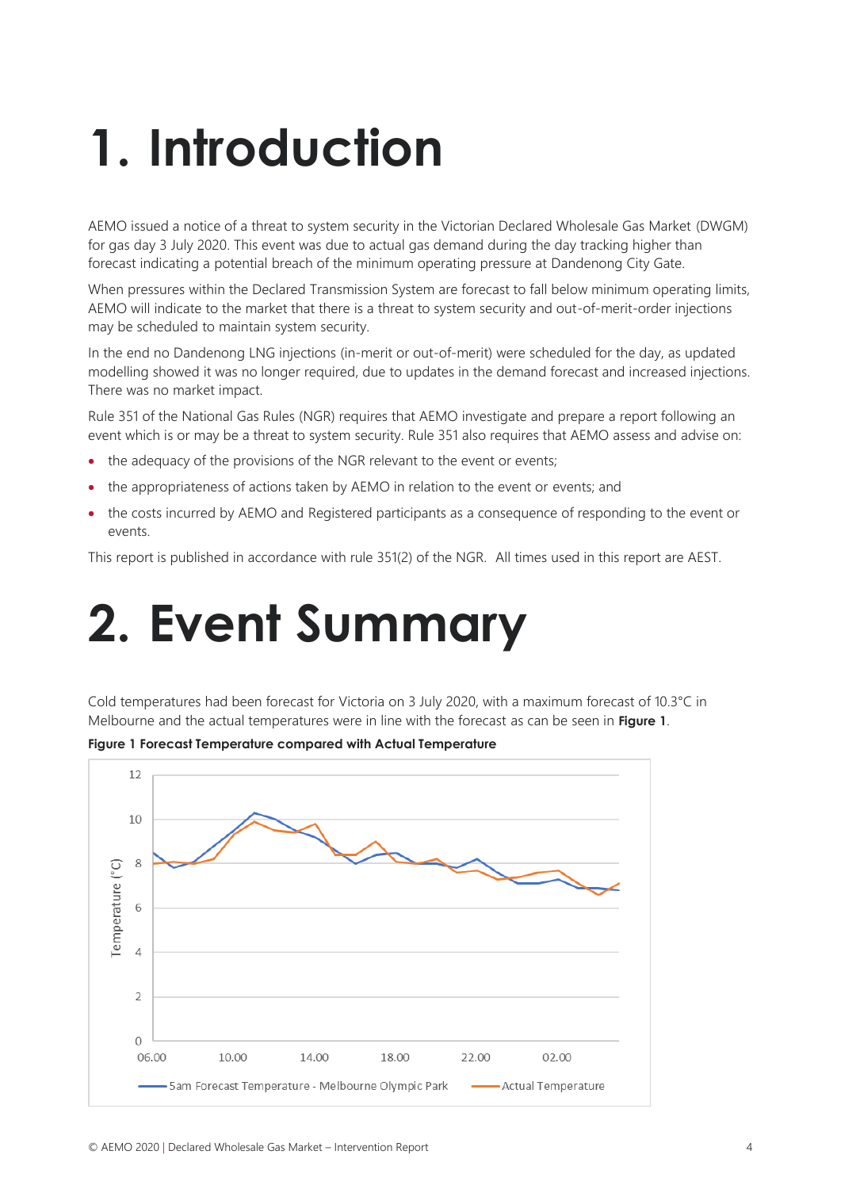# 1. Introduction

AEMO issued a notice of a threat to system security in the Victorian Declared Wholesale Gas Market (DWGM) for gas day 3 July 2020. This event was due to actual gas demand during the day tracking higher than forecast indicating a potential breach of the minimum operating pressure at Dandenong City Gate.

When pressures within the Declared Transmission System are forecast to fall below minimum operating limits, AEMO will indicate to the market that there is a threat to system security and out-of-merit-order injections may be scheduled to maintain system security.

In the end no Dandenong LNG injections (in-merit or out-of-merit) were scheduled for the day, as updated modelling showed it was no longer required, due to updates in the demand forecast and increased injections. There was no market impact.

Rule 351 of the National Gas Rules (NGR) requires that AEMO investigate and prepare a report following an event which is or may be a threat to system security. Rule 351 also requires that AEMO assess and advise on:

- the adequacy of the provisions of the NGR relevant to the event or events;
- the appropriateness of actions taken by AEMO in relation to the event or events; and
- the costs incurred by AEMO and Registered participants as a consequence of responding to the event or events.

This report is published in accordance with rule 351(2) of the NGR. All times used in this report are AEST.

# 2. Event Summary

Cold temperatures had been forecast for Victoria on 3 July 2020, with a maximum forecast of 10.3°C in Melbourne and the actual temperatures were in line with the forecast as can be seen in **Figure 1**.

**Figure 1 Forecast Temperature compared with Actual Temperature**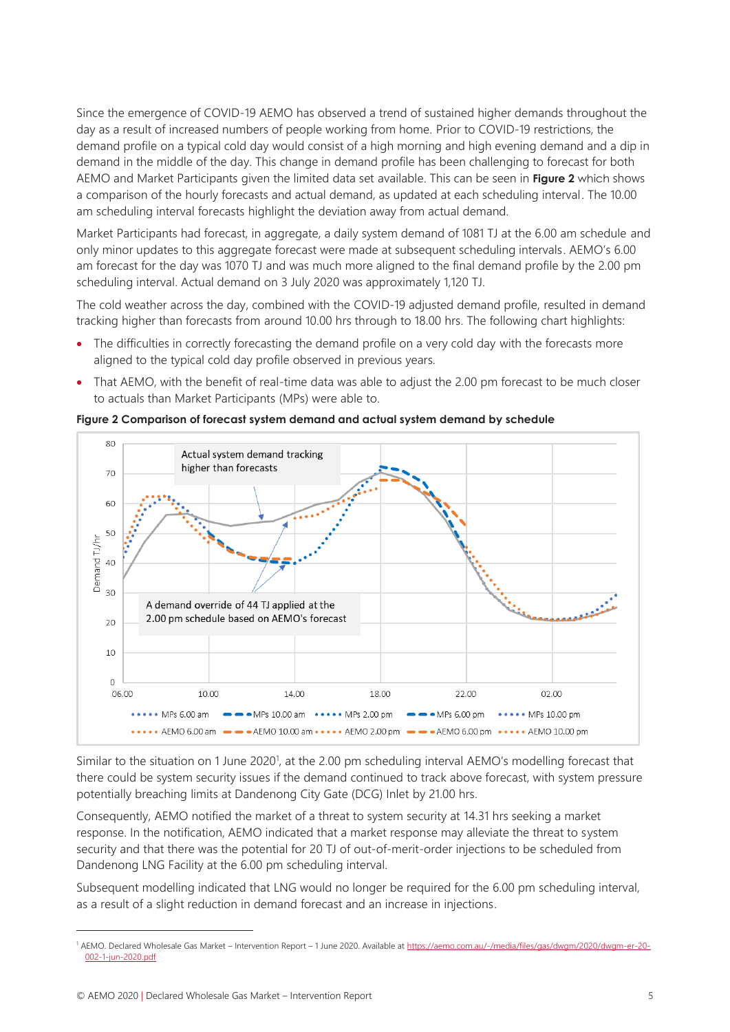Since the emergence of COVID-19 AEMO has observed a trend of sustained higher demands throughout the day as a result of increased numbers of people working from home. Prior to COVID-19 restrictions, the demand profile on a typical cold day would consist of a high morning and high evening demand and a dip in demand in the middle of the day. This change in demand profile has been challenging to forecast for both AEMO and Market Participants given the limited data set available. This can be seen in **Figure 2** which shows a comparison of the hourly forecasts and actual demand, as updated at each scheduling interval. The 10.00 am scheduling interval forecasts highlight the deviation away from actual demand.

Market Participants had forecast, in aggregate, a daily system demand of 1081 TJ at the 6.00 am schedule and only minor updates to this aggregate forecast were made at subsequent scheduling intervals. AEMO's 6.00 am forecast for the day was 1070 TJ and was much more aligned to the final demand profile by the 2.00 pm scheduling interval. Actual demand on 3 July 2020 was approximately 1,120 TJ.

The cold weather across the day, combined with the COVID-19 adjusted demand profile, resulted in demand tracking higher than forecasts from around 10.00 hrs through to 18.00 hrs. The following chart highlights:

- The difficulties in correctly forecasting the demand profile on a very cold day with the forecasts more aligned to the typical cold day profile observed in previous years.
- That AEMO, with the benefit of real-time data was able to adjust the 2.00 pm forecast to be much closer to actuals than Market Participants (MPs) were able to.

**Figure 2 Comparison of forecast system demand and actual system demand by schedule**

Similar to the situation on 1 June 2020[1], at the 2.00 pm scheduling interval AEMO's modelling forecast that there could be system security issues if the demand continued to track above forecast, with system pressure potentially breaching limits at Dandenong City Gate (DCG) Inlet by 21.00 hrs.

Consequently, AEMO notified the market of a threat to system security at 14.31 hrs seeking a market response. In the notification, AEMO indicated that a market response may alleviate the threat to system security and that there was the potential for 20 TJ of out-of-merit-order injections to be scheduled from Dandenong LNG Facility at the 6.00 pm scheduling interval.

Subsequent modelling indicated that LNG would no longer be required for the 6.00 pm scheduling interval, as a result of a slight reduction in demand forecast and an increase in injections.

[1] AEMO. Declared Wholesale Gas Market – Intervention Report – 1 June 2020. Available at https://aemo.com.au/-/media/files/gas/dwgm/2020/dwgm-er-20-002-1-jun-2020.pdf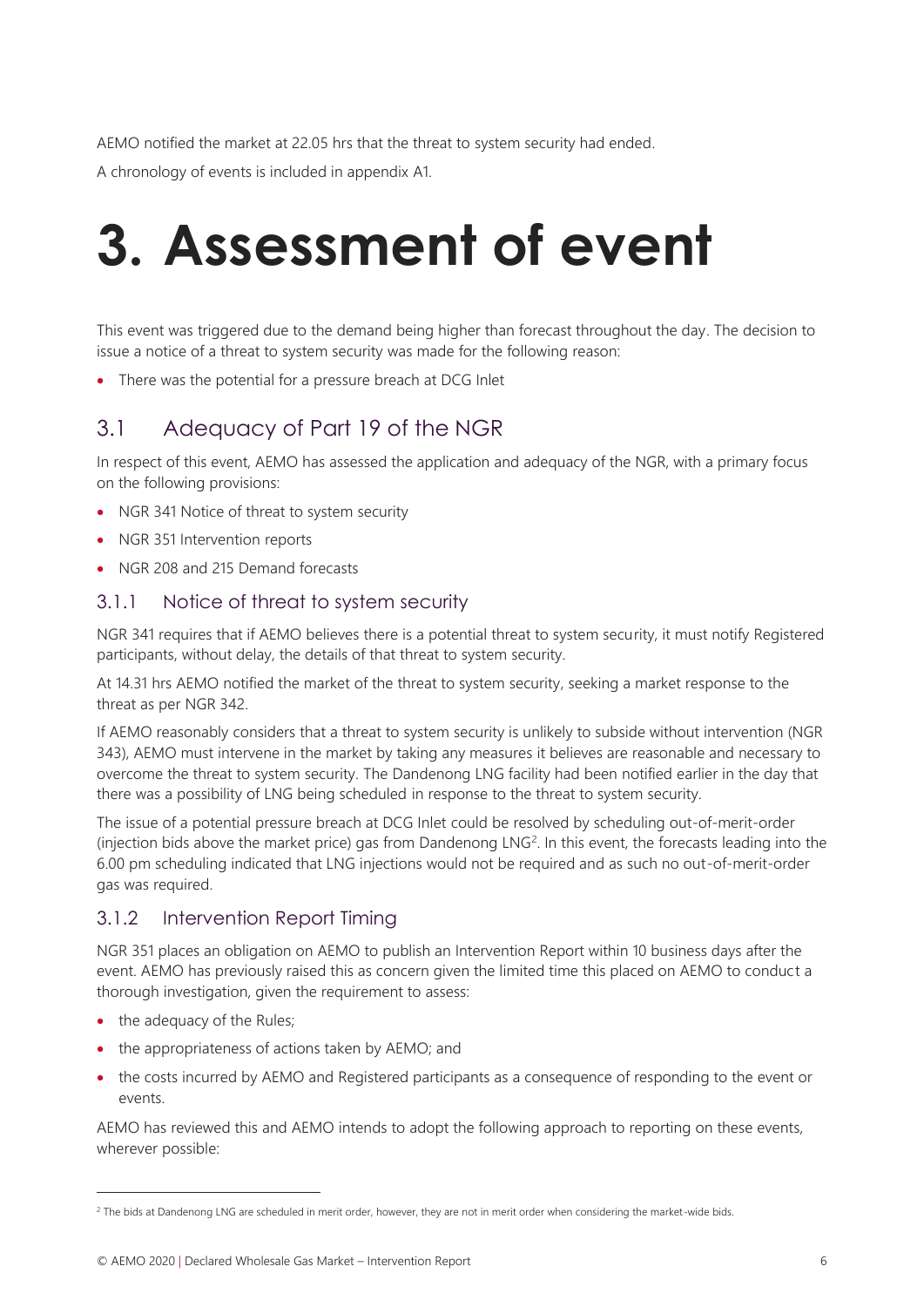AEMO notified the market at 22.05 hrs that the threat to system security had ended.

A chronology of events is included in appendix A1.

# 3. Assessment of event

This event was triggered due to the demand being higher than forecast throughout the day. The decision to issue a notice of a threat to system security was made for the following reason:

- There was the potential for a pressure breach at DCG Inlet

## 3.1 Adequacy of Part 19 of the NGR

In respect of this event, AEMO has assessed the application and adequacy of the NGR, with a primary focus on the following provisions:

- NGR 341 Notice of threat to system security
- NGR 351 Intervention reports
- NGR 208 and 215 Demand forecasts

### 3.1.1 Notice of threat to system security

NGR 341 requires that if AEMO believes there is a potential threat to system security, it must notify Registered participants, without delay, the details of that threat to system security.

At 14.31 hrs AEMO notified the market of the threat to system security, seeking a market response to the threat as per NGR 342.

If AEMO reasonably considers that a threat to system security is unlikely to subside without intervention (NGR 343), AEMO must intervene in the market by taking any measures it believes are reasonable and necessary to overcome the threat to system security. The Dandenong LNG facility had been notified earlier in the day that there was a possibility of LNG being scheduled in response to the threat to system security.

The issue of a potential pressure breach at DCG Inlet could be resolved by scheduling out-of-merit-order (injection bids above the market price) gas from Dandenong LNG[2]. In this event, the forecasts leading into the 6.00 pm scheduling indicated that LNG injections would not be required and as such no out-of-merit-order gas was required.

### 3.1.2 Intervention Report Timing

NGR 351 places an obligation on AEMO to publish an Intervention Report within 10 business days after the event. AEMO has previously raised this as concern given the limited time this placed on AEMO to conduct a thorough investigation, given the requirement to assess:

- the adequacy of the Rules;
- the appropriateness of actions taken by AEMO; and
- the costs incurred by AEMO and Registered participants as a consequence of responding to the event or events.

AEMO has reviewed this and AEMO intends to adopt the following approach to reporting on these events, wherever possible:

[2] The bids at Dandenong LNG are scheduled in merit order, however, they are not in merit order when considering the market-wide bids.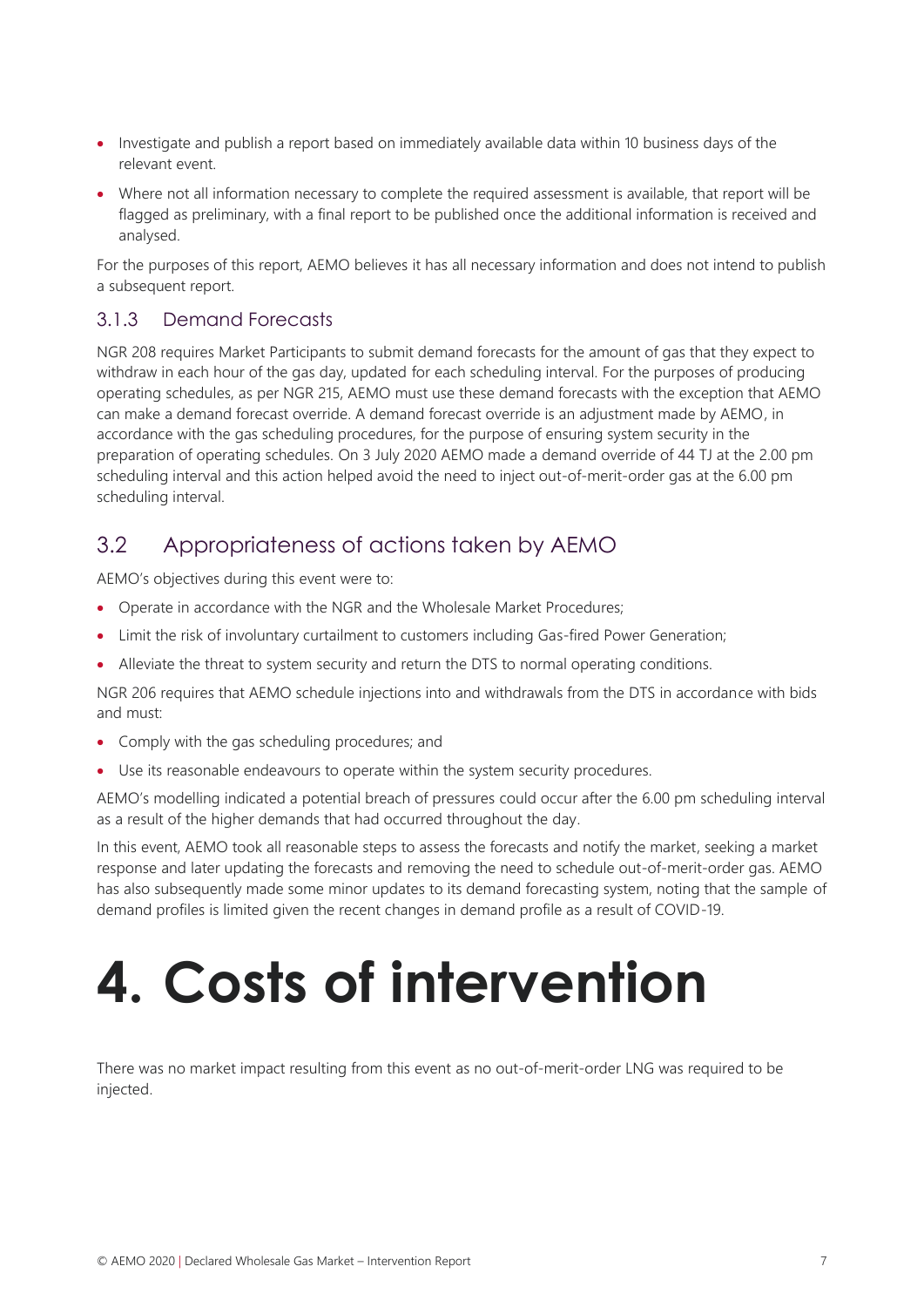- Investigate and publish a report based on immediately available data within 10 business days of the relevant event.
- Where not all information necessary to complete the required assessment is available, that report will be flagged as preliminary, with a final report to be published once the additional information is received and analysed.

For the purposes of this report, AEMO believes it has all necessary information and does not intend to publish a subsequent report.

### 3.1.3 Demand Forecasts

NGR 208 requires Market Participants to submit demand forecasts for the amount of gas that they expect to withdraw in each hour of the gas day, updated for each scheduling interval. For the purposes of producing operating schedules, as per NGR 215, AEMO must use these demand forecasts with the exception that AEMO can make a demand forecast override. A demand forecast override is an adjustment made by AEMO, in accordance with the gas scheduling procedures, for the purpose of ensuring system security in the preparation of operating schedules. On 3 July 2020 AEMO made a demand override of 44 TJ at the 2.00 pm scheduling interval and this action helped avoid the need to inject out-of-merit-order gas at the 6.00 pm scheduling interval.

## 3.2 Appropriateness of actions taken by AEMO

AEMO's objectives during this event were to:

- Operate in accordance with the NGR and the Wholesale Market Procedures;
- Limit the risk of involuntary curtailment to customers including Gas-fired Power Generation;
- Alleviate the threat to system security and return the DTS to normal operating conditions.

NGR 206 requires that AEMO schedule injections into and withdrawals from the DTS in accordance with bids and must:

- Comply with the gas scheduling procedures; and
- Use its reasonable endeavours to operate within the system security procedures.

AEMO's modelling indicated a potential breach of pressures could occur after the 6.00 pm scheduling interval as a result of the higher demands that had occurred throughout the day.

In this event, AEMO took all reasonable steps to assess the forecasts and notify the market, seeking a market response and later updating the forecasts and removing the need to schedule out-of-merit-order gas. AEMO has also subsequently made some minor updates to its demand forecasting system, noting that the sample of demand profiles is limited given the recent changes in demand profile as a result of COVID-19.

# 4. Costs of intervention

There was no market impact resulting from this event as no out-of-merit-order LNG was required to be injected.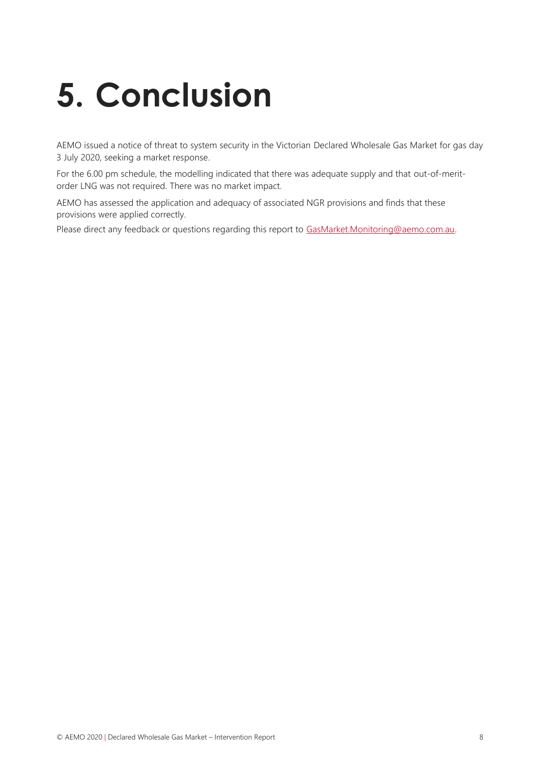# 5. Conclusion

AEMO issued a notice of threat to system security in the Victorian Declared Wholesale Gas Market for gas day 3 July 2020, seeking a market response.

For the 6.00 pm schedule, the modelling indicated that there was adequate supply and that out-of-merit-order LNG was not required. There was no market impact.

AEMO has assessed the application and adequacy of associated NGR provisions and finds that these provisions were applied correctly.

Please direct any feedback or questions regarding this report to GasMarket.Monitoring@aemo.com.au.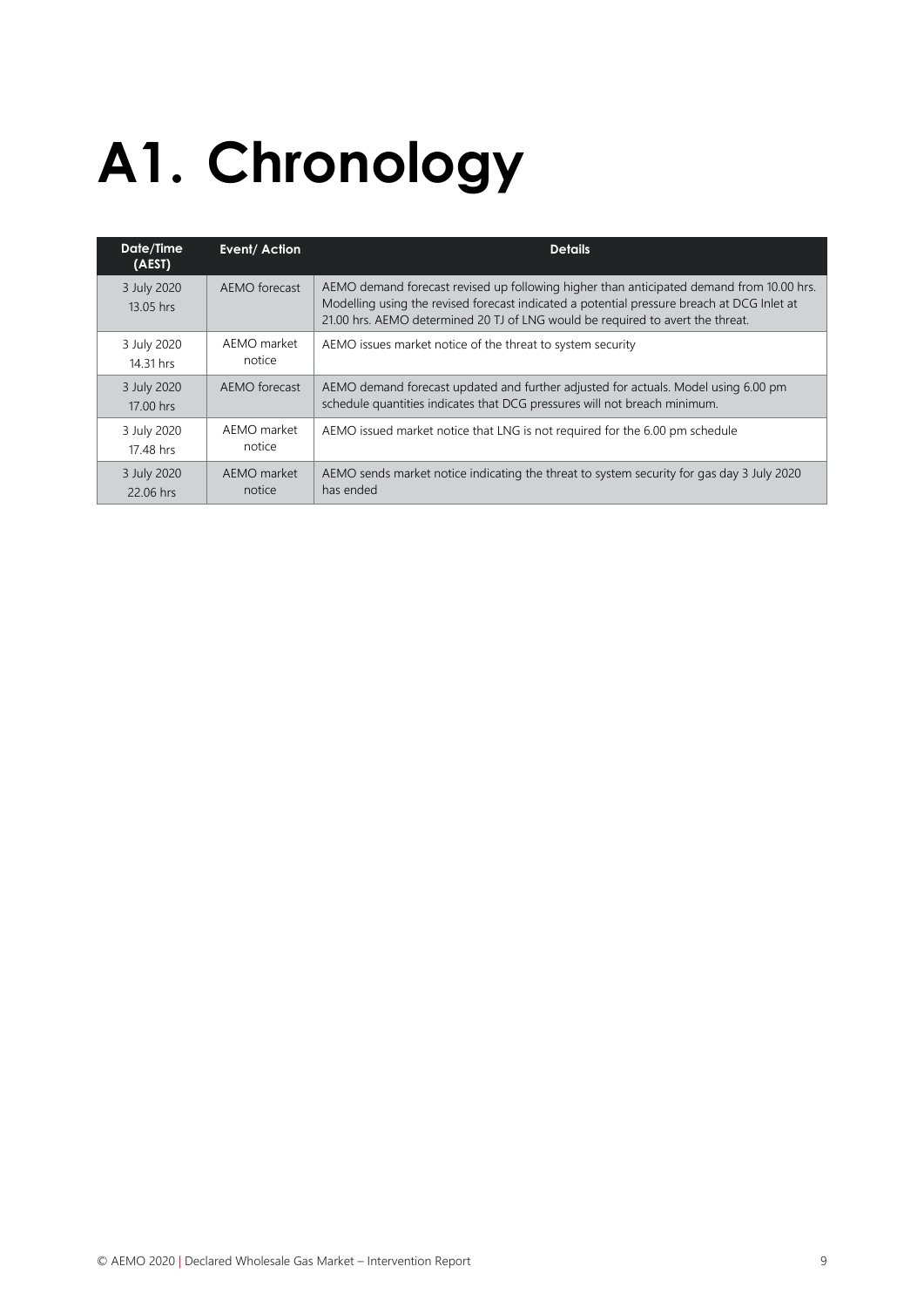# A1. Chronology

| Date/Time (AEST) | Event/ Action | Details |
|---|---|---|
| 3 July 2020 13.05 hrs | AEMO forecast | AEMO demand forecast revised up following higher than anticipated demand from 10.00 hrs. Modelling using the revised forecast indicated a potential pressure breach at DCG Inlet at 21.00 hrs. AEMO determined 20 TJ of LNG would be required to avert the threat. |
| 3 July 2020 14.31 hrs | AEMO market notice | AEMO issues market notice of the threat to system security |
| 3 July 2020 17.00 hrs | AEMO forecast | AEMO demand forecast updated and further adjusted for actuals. Model using 6.00 pm schedule quantities indicates that DCG pressures will not breach minimum. |
| 3 July 2020 17.48 hrs | AEMO market notice | AEMO issued market notice that LNG is not required for the 6.00 pm schedule |
| 3 July 2020 22.06 hrs | AEMO market notice | AEMO sends market notice indicating the threat to system security for gas day 3 July 2020 has ended |